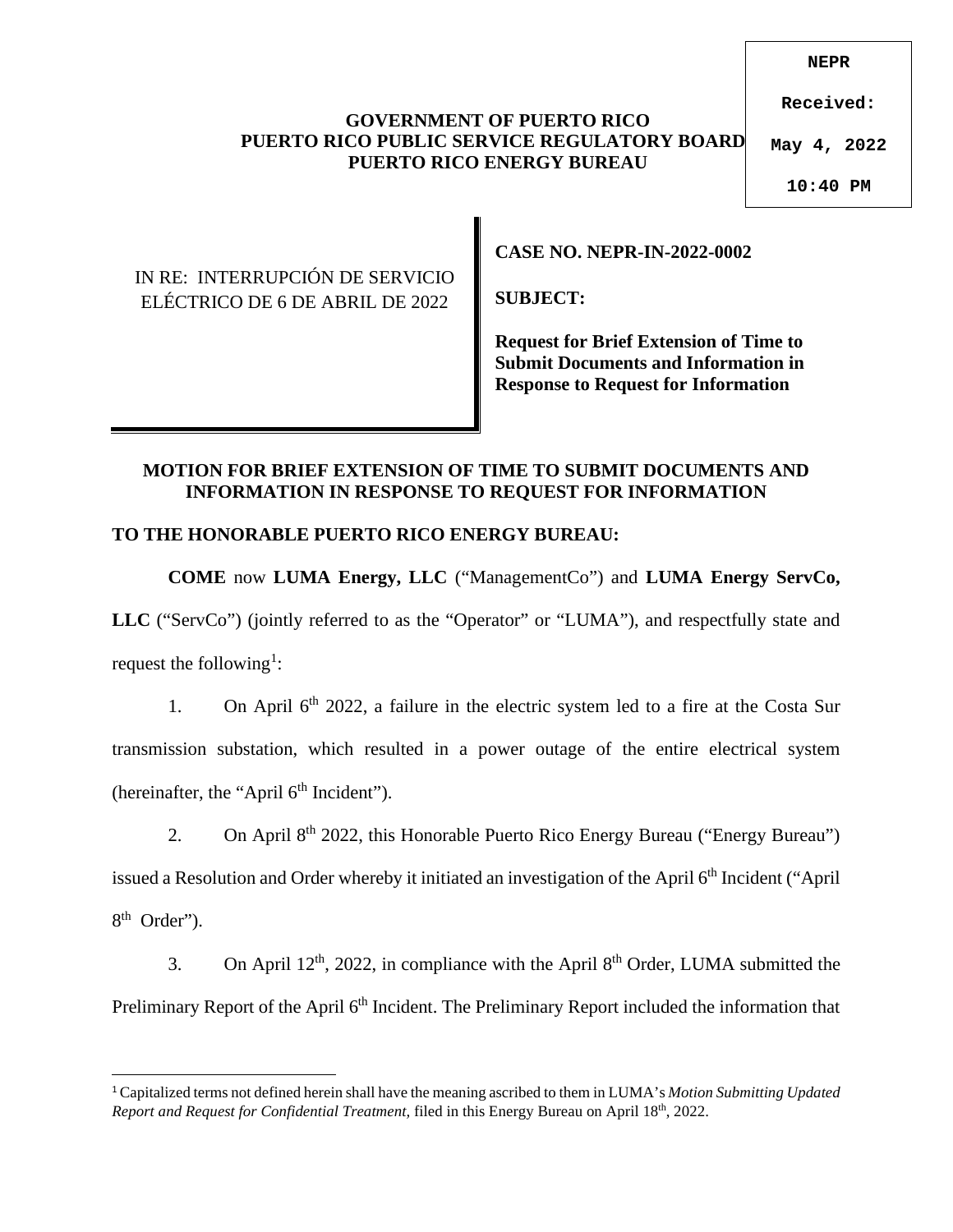NEPR

Received:

May 4, 2022

10:40 PM

**GOVERNMENT OF PUERTO RICO**
**PUERTO RICO PUBLIC SERVICE REGULATORY BOARD**
**PUERTO RICO ENERGY BUREAU**

| IN RE: INTERRUPCIÓN DE SERVICIO ELÉCTRICO DE 6 DE ABRIL DE 2022 | **CASE NO. NEPR-IN-2022-0002**<br><br>**SUBJECT:**<br><br>**Request for Brief Extension of Time to Submit Documents and Information in Response to Request for Information** |
|---|---|

**MOTION FOR BRIEF EXTENSION OF TIME TO SUBMIT DOCUMENTS AND INFORMATION IN RESPONSE TO REQUEST FOR INFORMATION**

**TO THE HONORABLE PUERTO RICO ENERGY BUREAU:**

**COME** now **LUMA Energy, LLC** ("ManagementCo") and **LUMA Energy ServCo, LLC** ("ServCo") (jointly referred to as the "Operator" or "LUMA"), and respectfully state and request the following[1]:

1. On April 6th 2022, a failure in the electric system led to a fire at the Costa Sur transmission substation, which resulted in a power outage of the entire electrical system (hereinafter, the "April 6th Incident").

2. On April 8th 2022, this Honorable Puerto Rico Energy Bureau ("Energy Bureau") issued a Resolution and Order whereby it initiated an investigation of the April 6th Incident ("April 8th Order").

3. On April 12th, 2022, in compliance with the April 8th Order, LUMA submitted the Preliminary Report of the April 6th Incident. The Preliminary Report included the information that

[1] Capitalized terms not defined herein shall have the meaning ascribed to them in LUMA's *Motion Submitting Updated Report and Request for Confidential Treatment,* filed in this Energy Bureau on April 18th, 2022.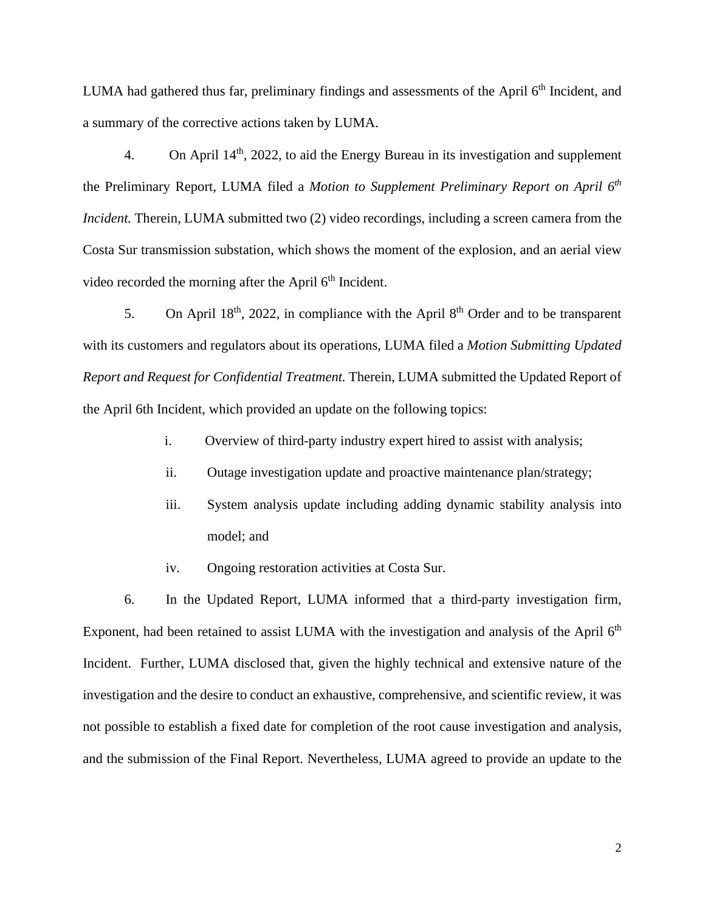LUMA had gathered thus far, preliminary findings and assessments of the April 6th Incident, and a summary of the corrective actions taken by LUMA.

4. On April 14th, 2022, to aid the Energy Bureau in its investigation and supplement the Preliminary Report, LUMA filed a *Motion to Supplement Preliminary Report on April 6th Incident.* Therein, LUMA submitted two (2) video recordings, including a screen camera from the Costa Sur transmission substation, which shows the moment of the explosion, and an aerial view video recorded the morning after the April 6th Incident.

5. On April 18th, 2022, in compliance with the April 8th Order and to be transparent with its customers and regulators about its operations, LUMA filed a *Motion Submitting Updated Report and Request for Confidential Treatment.* Therein, LUMA submitted the Updated Report of the April 6th Incident, which provided an update on the following topics:

   i. Overview of third-party industry expert hired to assist with analysis;

   ii. Outage investigation update and proactive maintenance plan/strategy;

   iii. System analysis update including adding dynamic stability analysis into model; and

   iv. Ongoing restoration activities at Costa Sur.

6. In the Updated Report, LUMA informed that a third-party investigation firm, Exponent, had been retained to assist LUMA with the investigation and analysis of the April 6th Incident. Further, LUMA disclosed that, given the highly technical and extensive nature of the investigation and the desire to conduct an exhaustive, comprehensive, and scientific review, it was not possible to establish a fixed date for completion of the root cause investigation and analysis, and the submission of the Final Report. Nevertheless, LUMA agreed to provide an update to the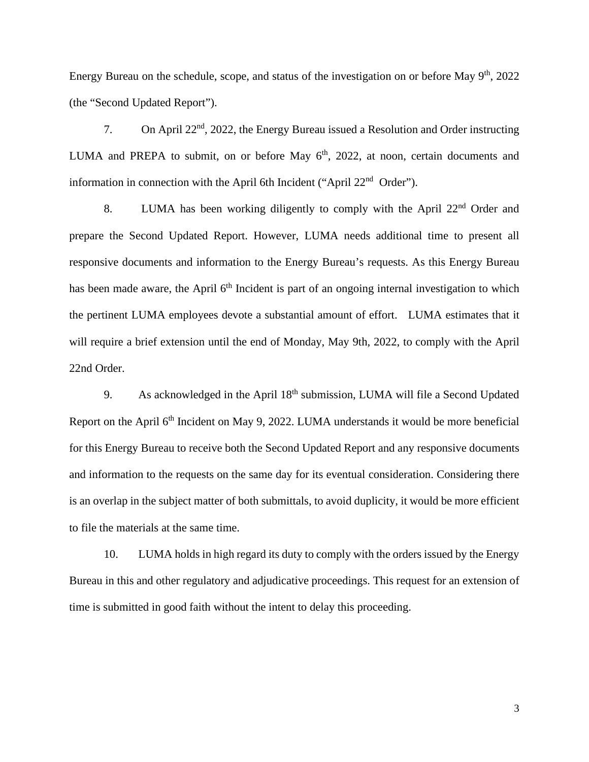Energy Bureau on the schedule, scope, and status of the investigation on or before May 9th, 2022 (the "Second Updated Report").

7. On April 22nd, 2022, the Energy Bureau issued a Resolution and Order instructing LUMA and PREPA to submit, on or before May 6th, 2022, at noon, certain documents and information in connection with the April 6th Incident ("April 22nd Order").

8. LUMA has been working diligently to comply with the April 22nd Order and prepare the Second Updated Report. However, LUMA needs additional time to present all responsive documents and information to the Energy Bureau's requests. As this Energy Bureau has been made aware, the April 6th Incident is part of an ongoing internal investigation to which the pertinent LUMA employees devote a substantial amount of effort. LUMA estimates that it will require a brief extension until the end of Monday, May 9th, 2022, to comply with the April 22nd Order.

9. As acknowledged in the April 18th submission, LUMA will file a Second Updated Report on the April 6th Incident on May 9, 2022. LUMA understands it would be more beneficial for this Energy Bureau to receive both the Second Updated Report and any responsive documents and information to the requests on the same day for its eventual consideration. Considering there is an overlap in the subject matter of both submittals, to avoid duplicity, it would be more efficient to file the materials at the same time.

10. LUMA holds in high regard its duty to comply with the orders issued by the Energy Bureau in this and other regulatory and adjudicative proceedings. This request for an extension of time is submitted in good faith without the intent to delay this proceeding.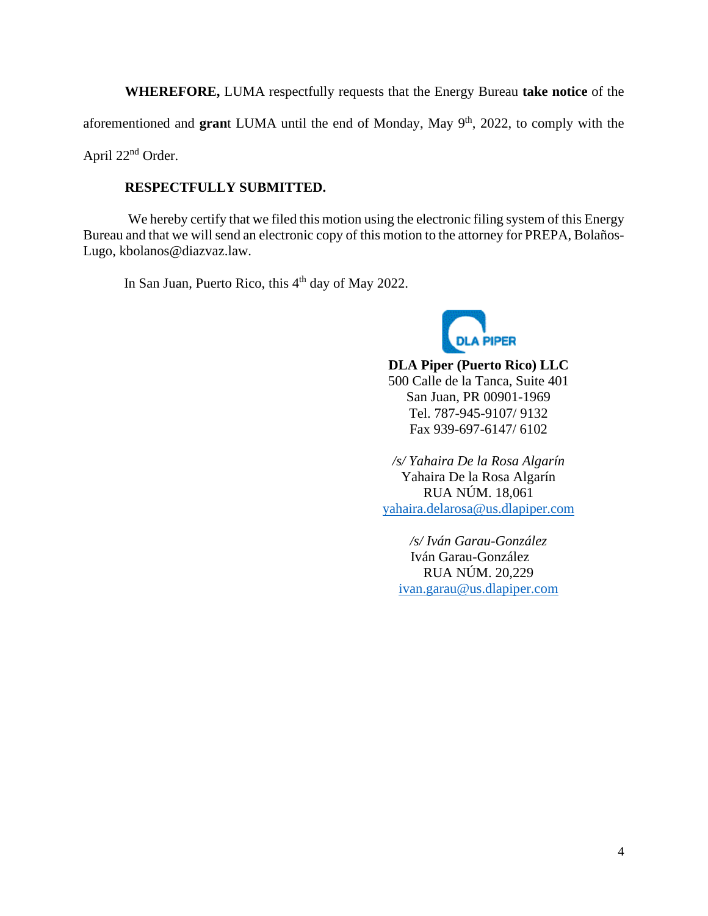**WHEREFORE,** LUMA respectfully requests that the Energy Bureau **take notice** of the aforementioned and **gran**t LUMA until the end of Monday, May 9th, 2022, to comply with the April 22nd Order.

**RESPECTFULLY SUBMITTED.**

We hereby certify that we filed this motion using the electronic filing system of this Energy Bureau and that we will send an electronic copy of this motion to the attorney for PREPA, Bolaños-Lugo, kbolanos@diazvaz.law.

In San Juan, Puerto Rico, this 4th day of May 2022.

DLA PIPER

**DLA Piper (Puerto Rico) LLC**
500 Calle de la Tanca, Suite 401
San Juan, PR 00901-1969
Tel. 787-945-9107/ 9132
Fax 939-697-6147/ 6102

*/s/ Yahaira De la Rosa Algarín*
Yahaira De la Rosa Algarín
RUA NÚM. 18,061
yahaira.delarosa@us.dlapiper.com

*/s/ Iván Garau-González*
Iván Garau-González
RUA NÚM. 20,229
ivan.garau@us.dlapiper.com